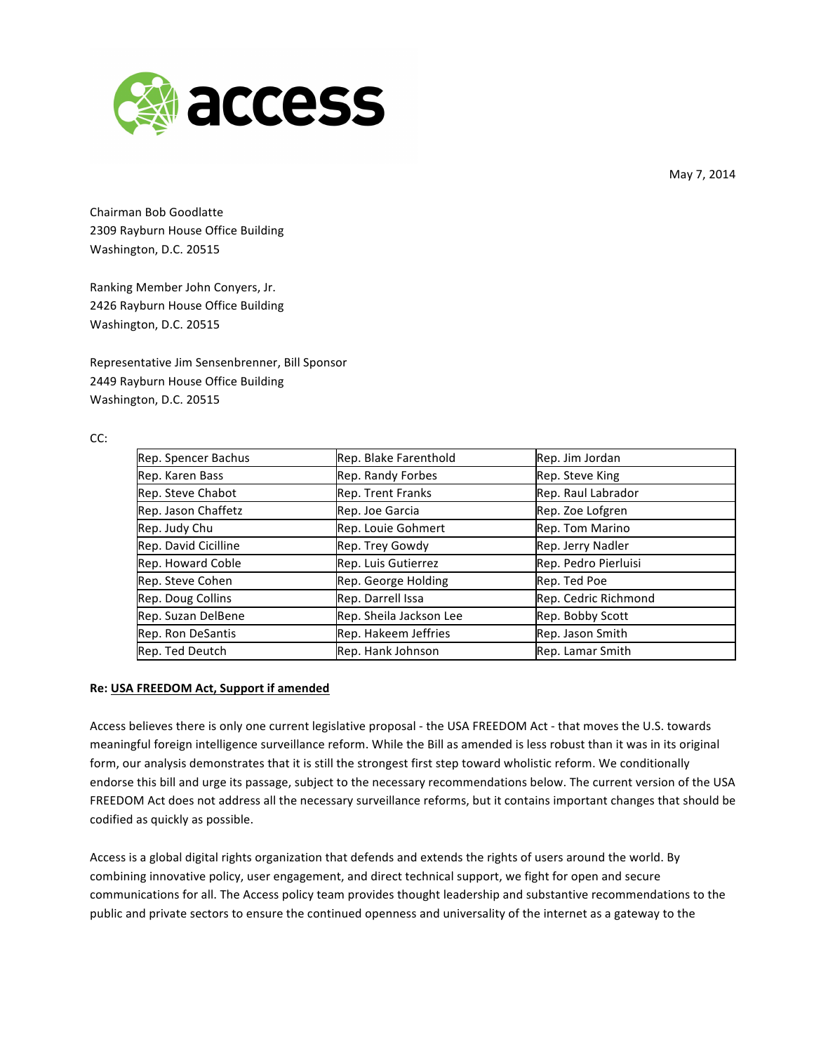access

May 7, 2014

Chairman Bob Goodlatte
2309 Rayburn House Office Building
Washington, D.C. 20515

Ranking Member John Conyers, Jr.
2426 Rayburn House Office Building
Washington, D.C. 20515

Representative Jim Sensenbrenner, Bill Sponsor
2449 Rayburn House Office Building
Washington, D.C. 20515

CC:

| | | |
|---|---|---|
| Rep. Spencer Bachus | Rep. Blake Farenthold | Rep. Jim Jordan |
| Rep. Karen Bass | Rep. Randy Forbes | Rep. Steve King |
| Rep. Steve Chabot | Rep. Trent Franks | Rep. Raul Labrador |
| Rep. Jason Chaffetz | Rep. Joe Garcia | Rep. Zoe Lofgren |
| Rep. Judy Chu | Rep. Louie Gohmert | Rep. Tom Marino |
| Rep. David Cicilline | Rep. Trey Gowdy | Rep. Jerry Nadler |
| Rep. Howard Coble | Rep. Luis Gutierrez | Rep. Pedro Pierluisi |
| Rep. Steve Cohen | Rep. George Holding | Rep. Ted Poe |
| Rep. Doug Collins | Rep. Darrell Issa | Rep. Cedric Richmond |
| Rep. Suzan DelBene | Rep. Sheila Jackson Lee | Rep. Bobby Scott |
| Rep. Ron DeSantis | Rep. Hakeem Jeffries | Rep. Jason Smith |
| Rep. Ted Deutch | Rep. Hank Johnson | Rep. Lamar Smith |

**Re: <u>USA FREEDOM Act, Support if amended</u>**

Access believes there is only one current legislative proposal - the USA FREEDOM Act - that moves the U.S. towards meaningful foreign intelligence surveillance reform. While the Bill as amended is less robust than it was in its original form, our analysis demonstrates that it is still the strongest first step toward wholistic reform. We conditionally endorse this bill and urge its passage, subject to the necessary recommendations below. The current version of the USA FREEDOM Act does not address all the necessary surveillance reforms, but it contains important changes that should be codified as quickly as possible.

Access is a global digital rights organization that defends and extends the rights of users around the world. By combining innovative policy, user engagement, and direct technical support, we fight for open and secure communications for all. The Access policy team provides thought leadership and substantive recommendations to the public and private sectors to ensure the continued openness and universality of the internet as a gateway to the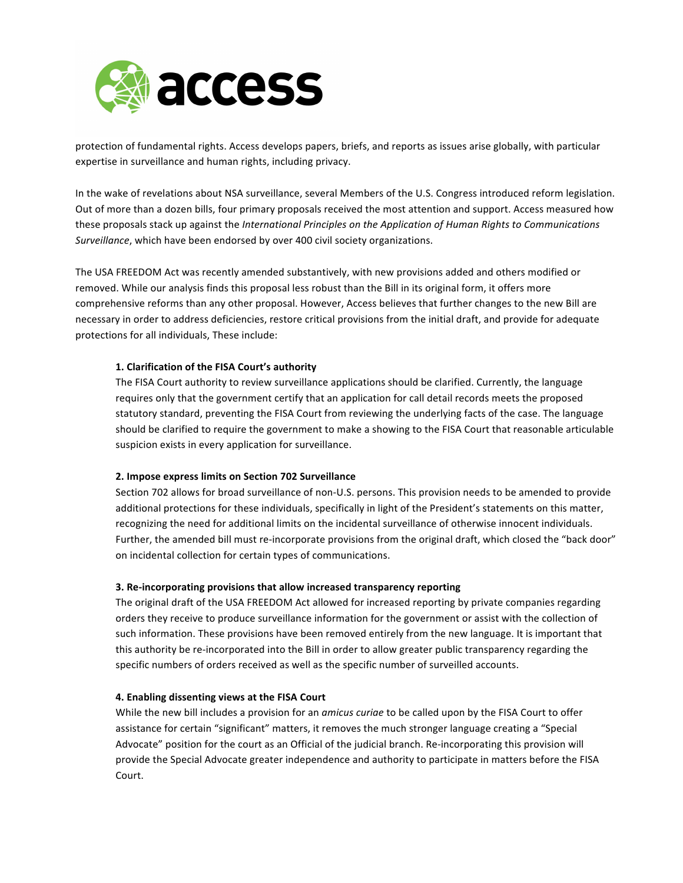protection of fundamental rights. Access develops papers, briefs, and reports as issues arise globally, with particular expertise in surveillance and human rights, including privacy.

In the wake of revelations about NSA surveillance, several Members of the U.S. Congress introduced reform legislation. Out of more than a dozen bills, four primary proposals received the most attention and support. Access measured how these proposals stack up against the *International Principles on the Application of Human Rights to Communications Surveillance*, which have been endorsed by over 400 civil society organizations.

The USA FREEDOM Act was recently amended substantively, with new provisions added and others modified or removed. While our analysis finds this proposal less robust than the Bill in its original form, it offers more comprehensive reforms than any other proposal. However, Access believes that further changes to the new Bill are necessary in order to address deficiencies, restore critical provisions from the initial draft, and provide for adequate protections for all individuals, These include:

**1. Clarification of the FISA Court's authority**

The FISA Court authority to review surveillance applications should be clarified. Currently, the language requires only that the government certify that an application for call detail records meets the proposed statutory standard, preventing the FISA Court from reviewing the underlying facts of the case. The language should be clarified to require the government to make a showing to the FISA Court that reasonable articulable suspicion exists in every application for surveillance.

**2. Impose express limits on Section 702 Surveillance**

Section 702 allows for broad surveillance of non-U.S. persons. This provision needs to be amended to provide additional protections for these individuals, specifically in light of the President's statements on this matter, recognizing the need for additional limits on the incidental surveillance of otherwise innocent individuals. Further, the amended bill must re-incorporate provisions from the original draft, which closed the "back door" on incidental collection for certain types of communications.

**3. Re-incorporating provisions that allow increased transparency reporting**

The original draft of the USA FREEDOM Act allowed for increased reporting by private companies regarding orders they receive to produce surveillance information for the government or assist with the collection of such information. These provisions have been removed entirely from the new language. It is important that this authority be re-incorporated into the Bill in order to allow greater public transparency regarding the specific numbers of orders received as well as the specific number of surveilled accounts.

**4. Enabling dissenting views at the FISA Court**

While the new bill includes a provision for an *amicus curiae* to be called upon by the FISA Court to offer assistance for certain "significant" matters, it removes the much stronger language creating a "Special Advocate" position for the court as an Official of the judicial branch. Re-incorporating this provision will provide the Special Advocate greater independence and authority to participate in matters before the FISA Court.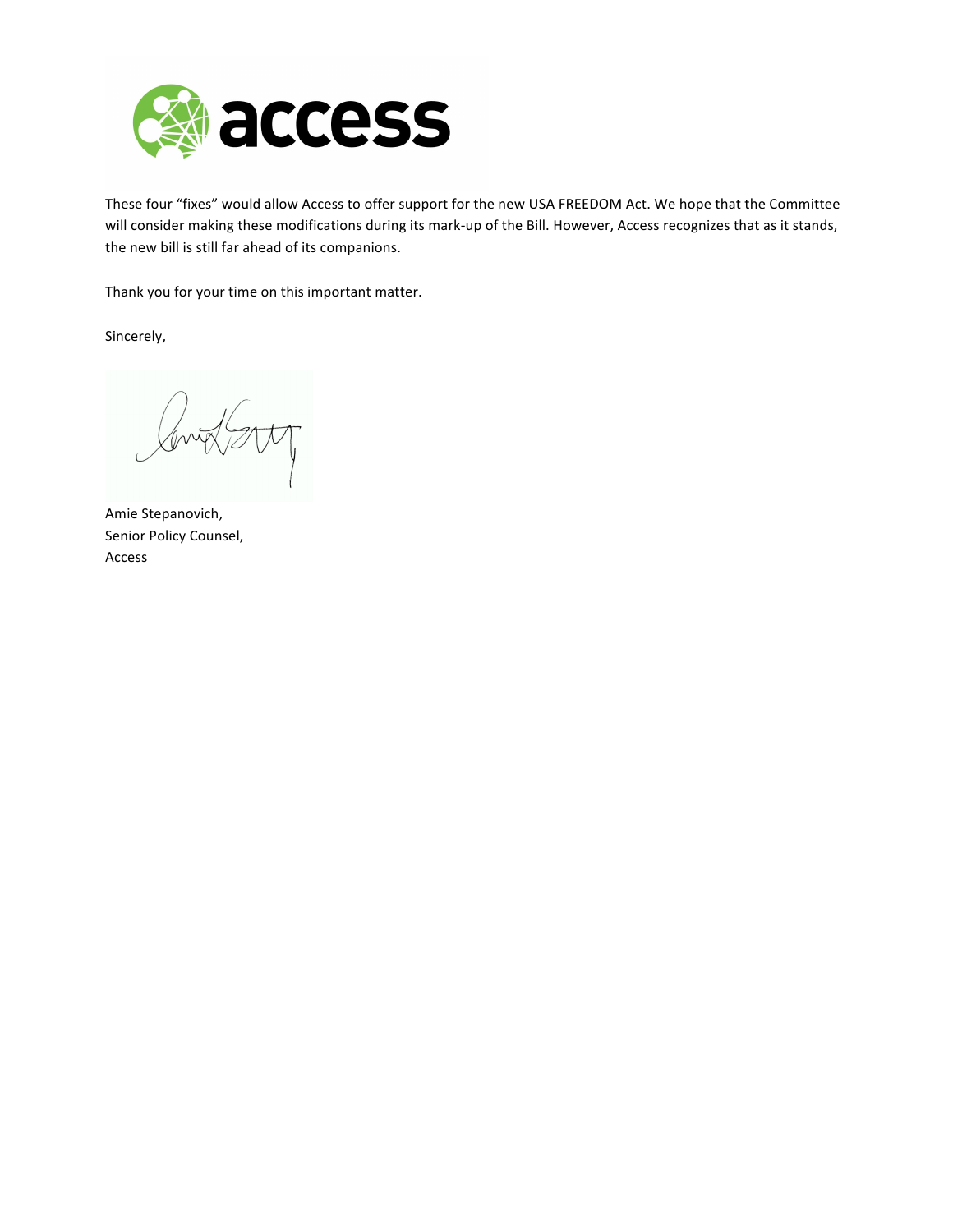These four “fixes” would allow Access to offer support for the new USA FREEDOM Act. We hope that the Committee will consider making these modifications during its mark-up of the Bill. However, Access recognizes that as it stands, the new bill is still far ahead of its companions.

Thank you for your time on this important matter.

Sincerely,

Amie Stepanovich,
Senior Policy Counsel,
Access